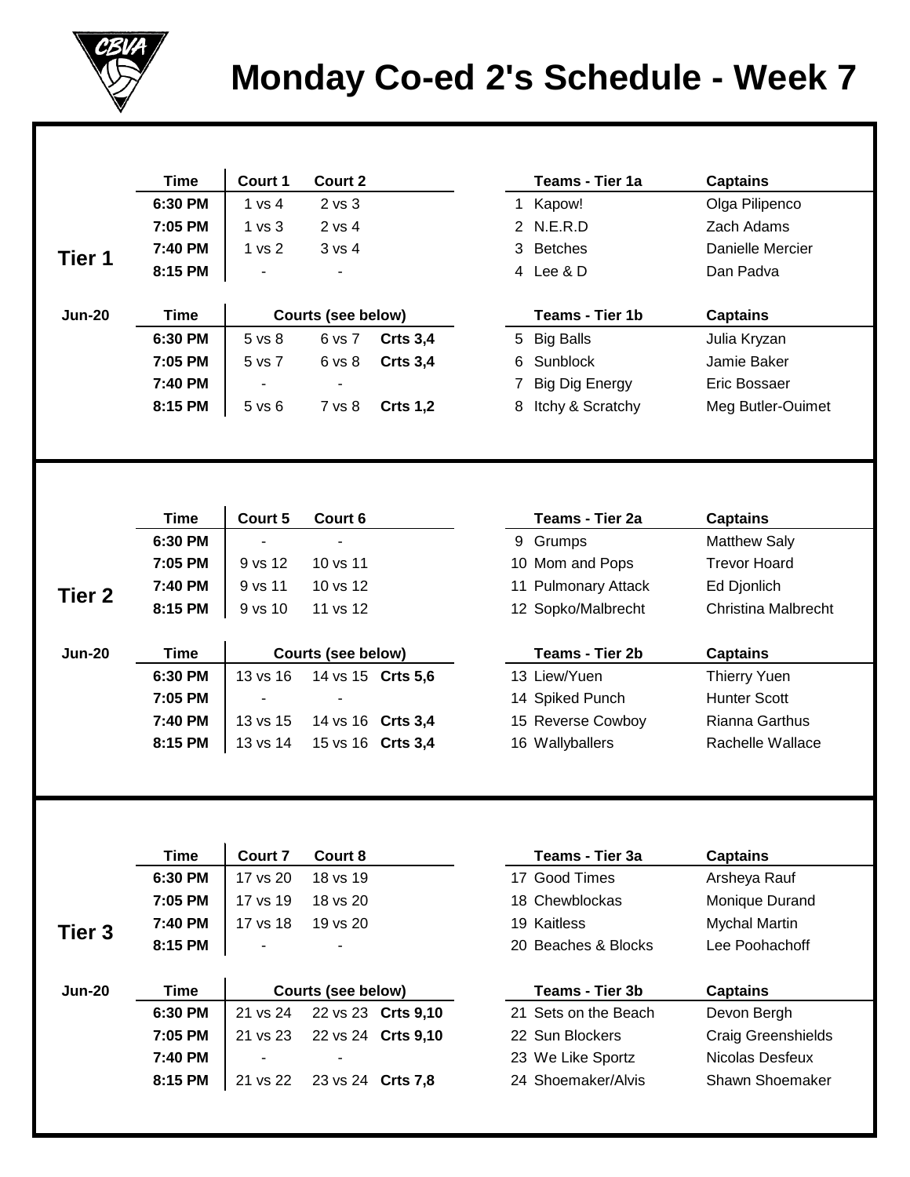# Monday Co-ed 2's Schedule - Week 7

## Tier 1

**Jun-20**

| Time | Court 1 | Court 2 |
|---|---|---|
| 6:30 PM | 1 vs 4 | 2 vs 3 |
| 7:05 PM | 1 vs 3 | 2 vs 4 |
| 7:40 PM | 1 vs 2 | 3 vs 4 |
| 8:15 PM | - | - |

| # | Teams - Tier 1a | Captains |
|---|---|---|
| 1 | Kapow! | Olga Pilipenco |
| 2 | N.E.R.D | Zach Adams |
| 3 | Betches | Danielle Mercier |
| 4 | Lee & D | Dan Padva |

| Time | Courts (see below) | | |
|---|---|---|---|
| 6:30 PM | 5 vs 8 | 6 vs 7 | Crts 3,4 |
| 7:05 PM | 5 vs 7 | 6 vs 8 | Crts 3,4 |
| 7:40 PM | - | - | |
| 8:15 PM | 5 vs 6 | 7 vs 8 | Crts 1,2 |

| # | Teams - Tier 1b | Captains |
|---|---|---|
| 5 | Big Balls | Julia Kryzan |
| 6 | Sunblock | Jamie Baker |
| 7 | Big Dig Energy | Eric Bossaer |
| 8 | Itchy & Scratchy | Meg Butler-Ouimet |

## Tier 2

**Jun-20**

| Time | Court 5 | Court 6 |
|---|---|---|
| 6:30 PM | - | - |
| 7:05 PM | 9 vs 12 | 10 vs 11 |
| 7:40 PM | 9 vs 11 | 10 vs 12 |
| 8:15 PM | 9 vs 10 | 11 vs 12 |

| # | Teams - Tier 2a | Captains |
|---|---|---|
| 9 | Grumps | Matthew Saly |
| 10 | Mom and Pops | Trevor Hoard |
| 11 | Pulmonary Attack | Ed Djonlich |
| 12 | Sopko/Malbrecht | Christina Malbrecht |

| Time | Courts (see below) | | |
|---|---|---|---|
| 6:30 PM | 13 vs 16 | 14 vs 15 | Crts 5,6 |
| 7:05 PM | - | - | |
| 7:40 PM | 13 vs 15 | 14 vs 16 | Crts 3,4 |
| 8:15 PM | 13 vs 14 | 15 vs 16 | Crts 3,4 |

| # | Teams - Tier 2b | Captains |
|---|---|---|
| 13 | Liew/Yuen | Thierry Yuen |
| 14 | Spiked Punch | Hunter Scott |
| 15 | Reverse Cowboy | Rianna Garthus |
| 16 | Wallyballers | Rachelle Wallace |

## Tier 3

**Jun-20**

| Time | Court 7 | Court 8 |
|---|---|---|
| 6:30 PM | 17 vs 20 | 18 vs 19 |
| 7:05 PM | 17 vs 19 | 18 vs 20 |
| 7:40 PM | 17 vs 18 | 19 vs 20 |
| 8:15 PM | - | - |

| # | Teams - Tier 3a | Captains |
|---|---|---|
| 17 | Good Times | Arsheya Rauf |
| 18 | Chewblockas | Monique Durand |
| 19 | Kaitless | Mychal Martin |
| 20 | Beaches & Blocks | Lee Poohachoff |

| Time | Courts (see below) | | |
|---|---|---|---|
| 6:30 PM | 21 vs 24 | 22 vs 23 | Crts 9,10 |
| 7:05 PM | 21 vs 23 | 22 vs 24 | Crts 9,10 |
| 7:40 PM | - | - | |
| 8:15 PM | 21 vs 22 | 23 vs 24 | Crts 7,8 |

| # | Teams - Tier 3b | Captains |
|---|---|---|
| 21 | Sets on the Beach | Devon Bergh |
| 22 | Sun Blockers | Craig Greenshields |
| 23 | We Like Sportz | Nicolas Desfeux |
| 24 | Shoemaker/Alvis | Shawn Shoemaker |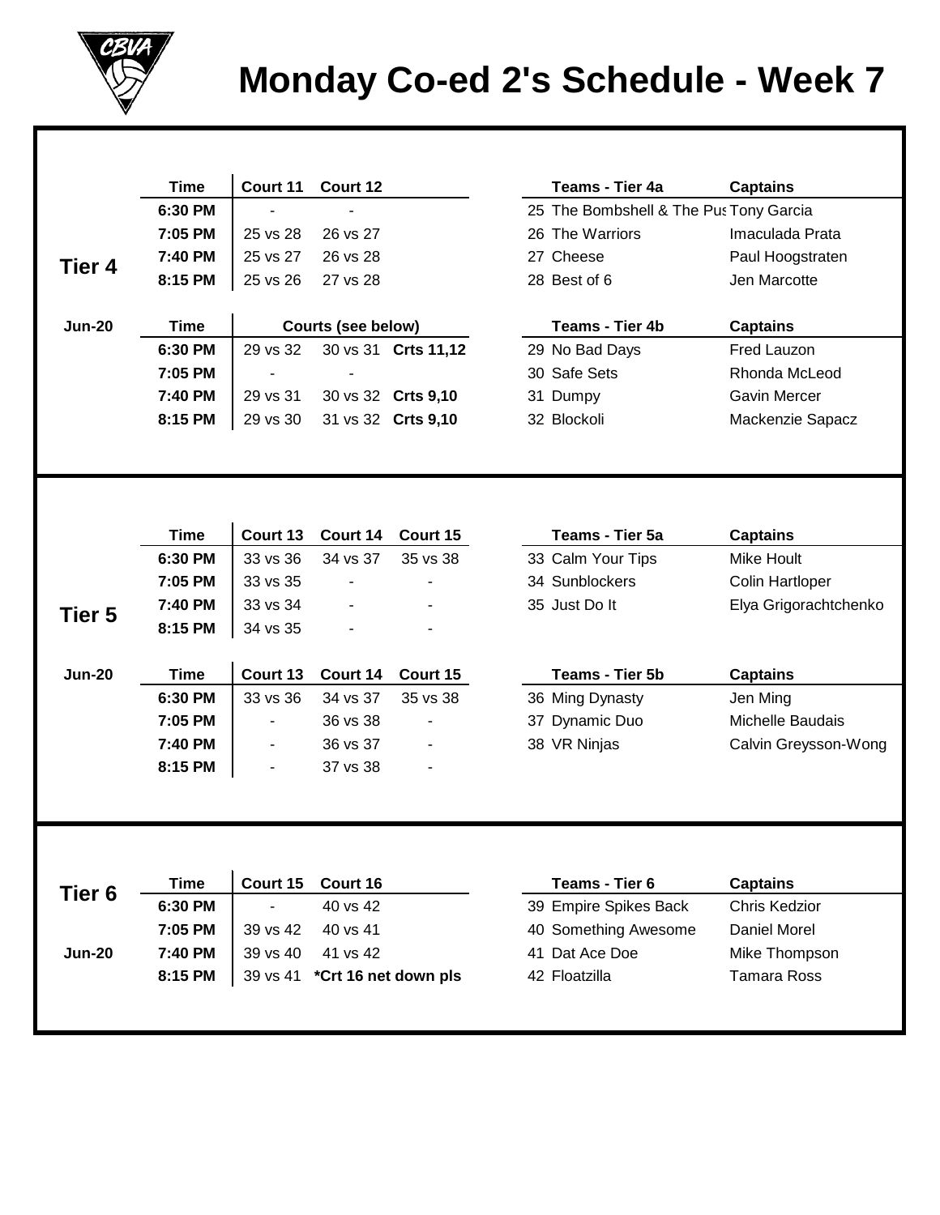# Monday Co-ed 2's Schedule - Week 7

## Tier 4

Jun-20

| Time | Court 11 | Court 12 |
|---|---|---|
| 6:30 PM | - | - |
| 7:05 PM | 25 vs 28 | 26 vs 27 |
| 7:40 PM | 25 vs 27 | 26 vs 28 |
| 8:15 PM | 25 vs 26 | 27 vs 28 |

| | Teams - Tier 4a | Captains |
|---|---|---|
| 25 | The Bombshell & The Pus | Tony Garcia |
| 26 | The Warriors | Imaculada Prata |
| 27 | Cheese | Paul Hoogstraten |
| 28 | Best of 6 | Jen Marcotte |

| Time | Courts (see below) | | |
|---|---|---|---|
| 6:30 PM | 29 vs 32 | 30 vs 31 | **Crts 11,12** |
| 7:05 PM | - | - | |
| 7:40 PM | 29 vs 31 | 30 vs 32 | **Crts 9,10** |
| 8:15 PM | 29 vs 30 | 31 vs 32 | **Crts 9,10** |

| | Teams - Tier 4b | Captains |
|---|---|---|
| 29 | No Bad Days | Fred Lauzon |
| 30 | Safe Sets | Rhonda McLeod |
| 31 | Dumpy | Gavin Mercer |
| 32 | Blockoli | Mackenzie Sapacz |

## Tier 5

Jun-20

| Time | Court 13 | Court 14 | Court 15 |
|---|---|---|---|
| 6:30 PM | 33 vs 36 | 34 vs 37 | 35 vs 38 |
| 7:05 PM | 33 vs 35 | - | - |
| 7:40 PM | 33 vs 34 | - | - |
| 8:15 PM | 34 vs 35 | - | - |

| | Teams - Tier 5a | Captains |
|---|---|---|
| 33 | Calm Your Tips | Mike Hoult |
| 34 | Sunblockers | Colin Hartloper |
| 35 | Just Do It | Elya Grigorachtchenko |

| Time | Court 13 | Court 14 | Court 15 |
|---|---|---|---|
| 6:30 PM | 33 vs 36 | 34 vs 37 | 35 vs 38 |
| 7:05 PM | - | 36 vs 38 | - |
| 7:40 PM | - | 36 vs 37 | - |
| 8:15 PM | - | 37 vs 38 | - |

| | Teams - Tier 5b | Captains |
|---|---|---|
| 36 | Ming Dynasty | Jen Ming |
| 37 | Dynamic Duo | Michelle Baudais |
| 38 | VR Ninjas | Calvin Greysson-Wong |

## Tier 6

Jun-20

| Time | Court 15 | Court 16 |
|---|---|---|
| 6:30 PM | - | 40 vs 42 |
| 7:05 PM | 39 vs 42 | 40 vs 41 |
| 7:40 PM | 39 vs 40 | 41 vs 42 |
| 8:15 PM | 39 vs 41 | **\*Crt 16 net down pls** |

| | Teams - Tier 6 | Captains |
|---|---|---|
| 39 | Empire Spikes Back | Chris Kedzior |
| 40 | Something Awesome | Daniel Morel |
| 41 | Dat Ace Doe | Mike Thompson |
| 42 | Floatzilla | Tamara Ross |